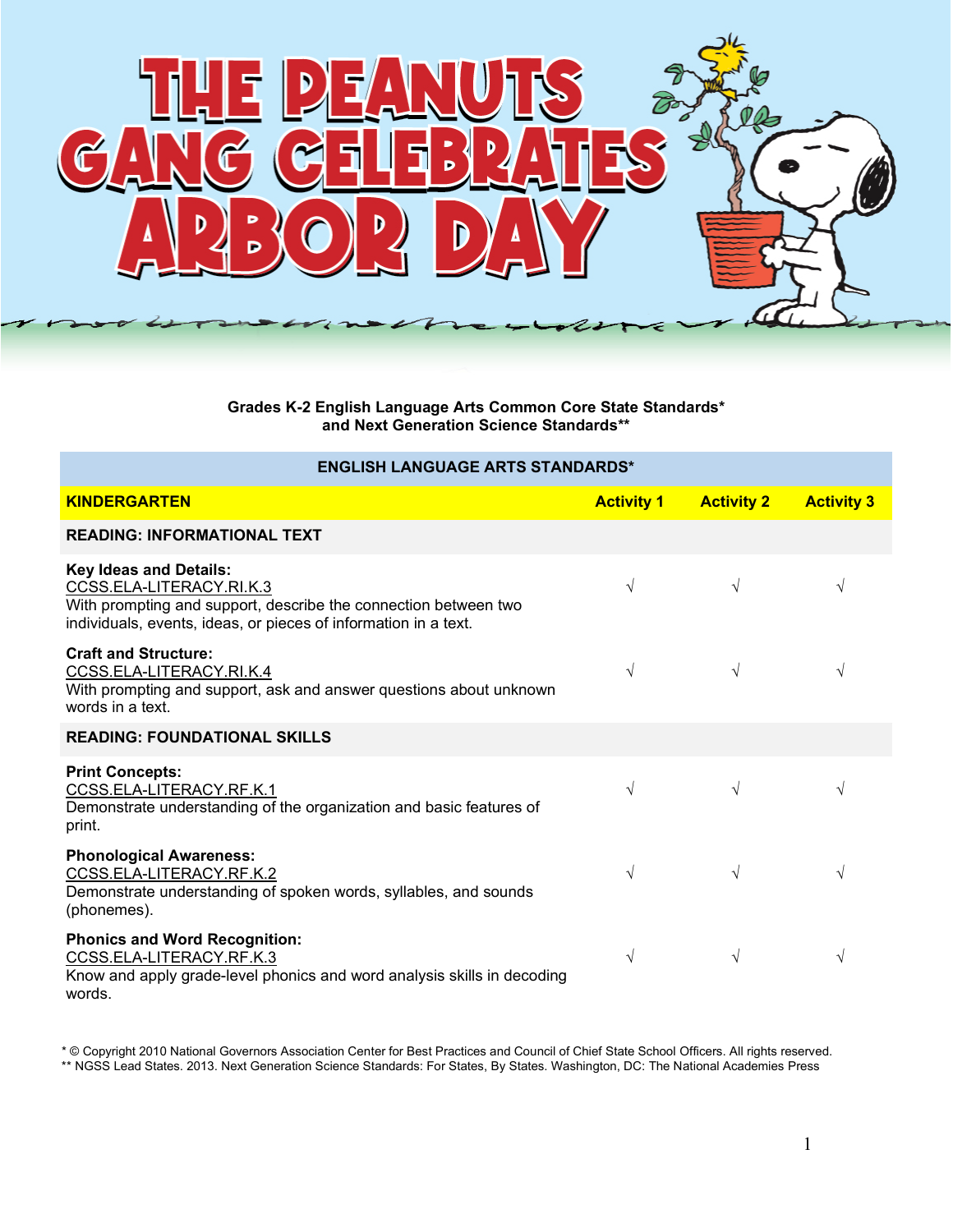# THE PEANUTS GANG CELEBRATES ARBOR DAY

**Grades K-2 English Language Arts Common Core State Standards\***
**and Next Generation Science Standards\*\***

| ENGLISH LANGUAGE ARTS STANDARDS* | | | |
|---|---|---|---|
| **KINDERGARTEN** | **Activity 1** | **Activity 2** | **Activity 3** |
| **READING: INFORMATIONAL TEXT** | | | |
| **Key Ideas and Details:** CCSS.ELA-LITERACY.RI.K.3 With prompting and support, describe the connection between two individuals, events, ideas, or pieces of information in a text. | √ | √ | √ |
| **Craft and Structure:** CCSS.ELA-LITERACY.RI.K.4 With prompting and support, ask and answer questions about unknown words in a text. | √ | √ | √ |
| **READING: FOUNDATIONAL SKILLS** | | | |
| **Print Concepts:** CCSS.ELA-LITERACY.RF.K.1 Demonstrate understanding of the organization and basic features of print. | √ | √ | √ |
| **Phonological Awareness:** CCSS.ELA-LITERACY.RF.K.2 Demonstrate understanding of spoken words, syllables, and sounds (phonemes). | √ | √ | √ |
| **Phonics and Word Recognition:** CCSS.ELA-LITERACY.RF.K.3 Know and apply grade-level phonics and word analysis skills in decoding words. | √ | √ | √ |

\* © Copyright 2010 National Governors Association Center for Best Practices and Council of Chief State School Officers. All rights reserved.
\*\* NGSS Lead States. 2013. Next Generation Science Standards: For States, By States. Washington, DC: The National Academies Press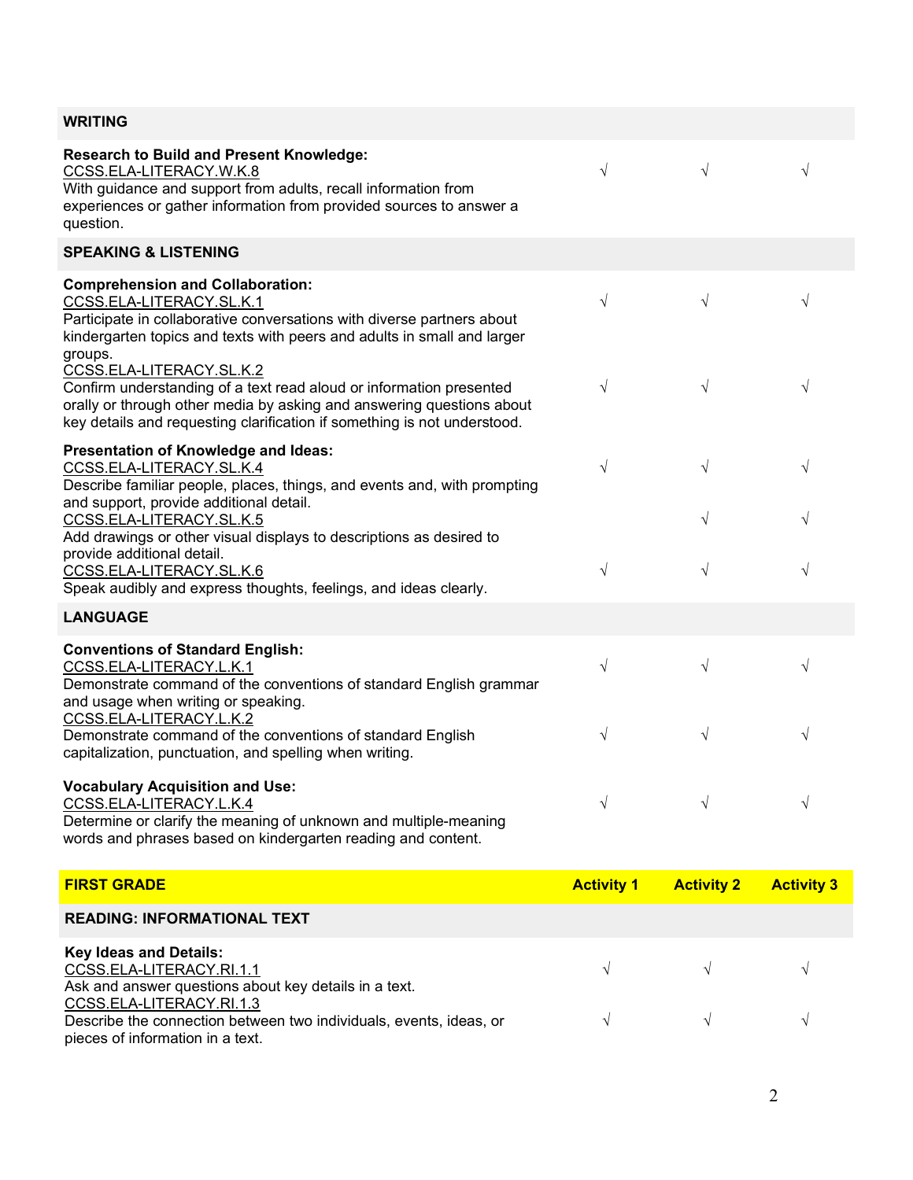| WRITING | | | |
|---|---|---|---|
| **Research to Build and Present Knowledge:**<br>CCSS.ELA-LITERACY.W.K.8<br>With guidance and support from adults, recall information from experiences or gather information from provided sources to answer a question. | √ | √ | √ |
| **SPEAKING & LISTENING** | | | |
| **Comprehension and Collaboration:**<br>CCSS.ELA-LITERACY.SL.K.1<br>Participate in collaborative conversations with diverse partners about kindergarten topics and texts with peers and adults in small and larger groups. | √ | √ | √ |
| CCSS.ELA-LITERACY.SL.K.2<br>Confirm understanding of a text read aloud or information presented orally or through other media by asking and answering questions about key details and requesting clarification if something is not understood. | √ | √ | √ |
| **Presentation of Knowledge and Ideas:**<br>CCSS.ELA-LITERACY.SL.K.4<br>Describe familiar people, places, things, and events and, with prompting and support, provide additional detail. | √ | √ | √ |
| CCSS.ELA-LITERACY.SL.K.5<br>Add drawings or other visual displays to descriptions as desired to provide additional detail. | | √ | √ |
| CCSS.ELA-LITERACY.SL.K.6<br>Speak audibly and express thoughts, feelings, and ideas clearly. | √ | √ | √ |
| **LANGUAGE** | | | |
| **Conventions of Standard English:**<br>CCSS.ELA-LITERACY.L.K.1<br>Demonstrate command of the conventions of standard English grammar and usage when writing or speaking. | √ | √ | √ |
| CCSS.ELA-LITERACY.L.K.2<br>Demonstrate command of the conventions of standard English capitalization, punctuation, and spelling when writing. | √ | √ | √ |
| **Vocabulary Acquisition and Use:**<br>CCSS.ELA-LITERACY.L.K.4<br>Determine or clarify the meaning of unknown and multiple-meaning words and phrases based on kindergarten reading and content. | √ | √ | √ |

| FIRST GRADE | Activity 1 | Activity 2 | Activity 3 |
|---|---|---|---|
| **READING: INFORMATIONAL TEXT** | | | |
| **Key Ideas and Details:**<br>CCSS.ELA-LITERACY.RI.1.1<br>Ask and answer questions about key details in a text. | √ | √ | √ |
| CCSS.ELA-LITERACY.RI.1.3<br>Describe the connection between two individuals, events, ideas, or pieces of information in a text. | √ | √ | √ |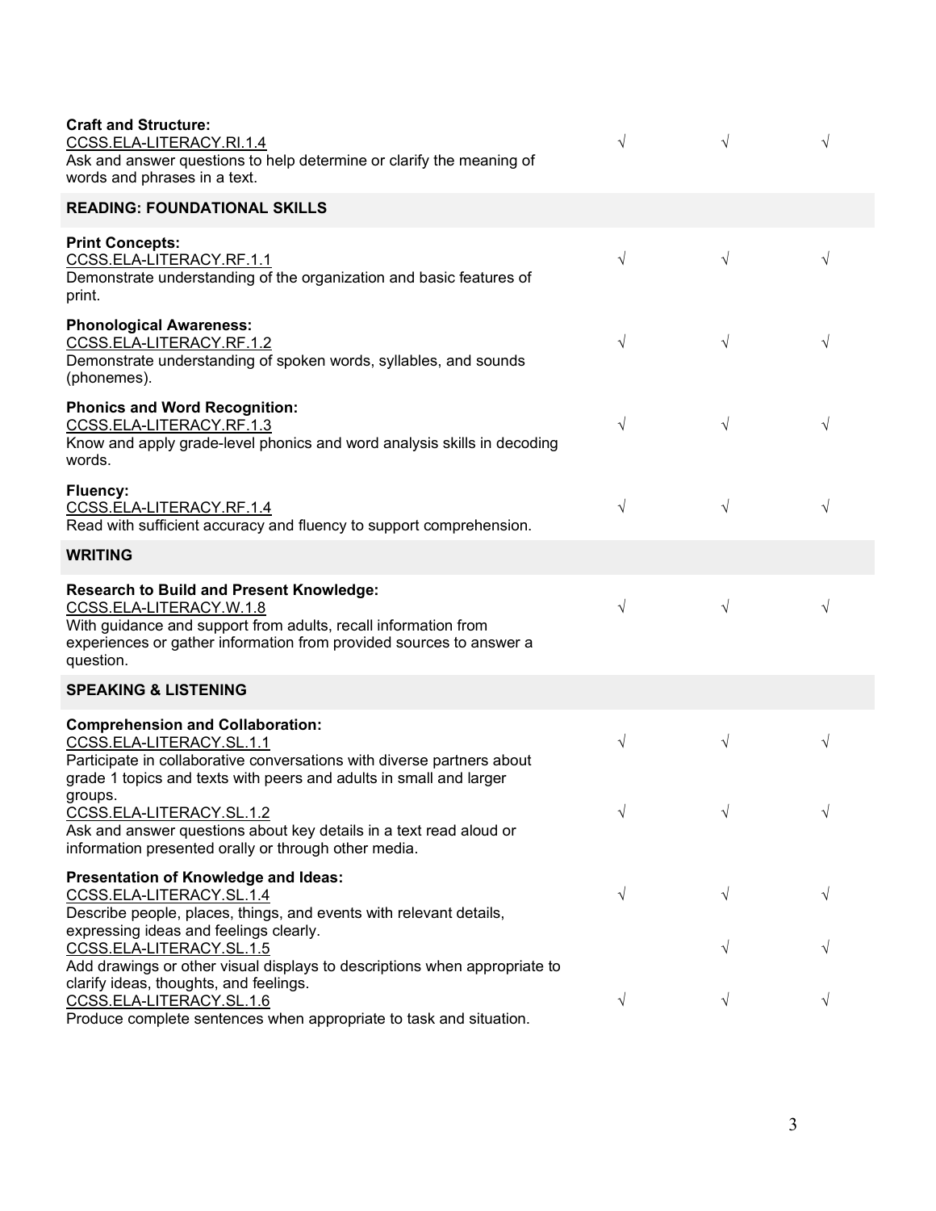| | | | |
|---|---|---|---|
| **Craft and Structure:**<br>CCSS.ELA-LITERACY.RI.1.4<br>Ask and answer questions to help determine or clarify the meaning of words and phrases in a text. | √ | √ | √ |
| **READING: FOUNDATIONAL SKILLS** | | | |
| **Print Concepts:**<br>CCSS.ELA-LITERACY.RF.1.1<br>Demonstrate understanding of the organization and basic features of print. | √ | √ | √ |
| **Phonological Awareness:**<br>CCSS.ELA-LITERACY.RF.1.2<br>Demonstrate understanding of spoken words, syllables, and sounds (phonemes). | √ | √ | √ |
| **Phonics and Word Recognition:**<br>CCSS.ELA-LITERACY.RF.1.3<br>Know and apply grade-level phonics and word analysis skills in decoding words. | √ | √ | √ |
| **Fluency:**<br>CCSS.ELA-LITERACY.RF.1.4<br>Read with sufficient accuracy and fluency to support comprehension. | √ | √ | √ |
| **WRITING** | | | |
| **Research to Build and Present Knowledge:**<br>CCSS.ELA-LITERACY.W.1.8<br>With guidance and support from adults, recall information from experiences or gather information from provided sources to answer a question. | √ | √ | √ |
| **SPEAKING & LISTENING** | | | |
| **Comprehension and Collaboration:**<br>CCSS.ELA-LITERACY.SL.1.1<br>Participate in collaborative conversations with diverse partners about grade 1 topics and texts with peers and adults in small and larger groups. | √ | √ | √ |
| CCSS.ELA-LITERACY.SL.1.2<br>Ask and answer questions about key details in a text read aloud or information presented orally or through other media. | √ | √ | √ |
| **Presentation of Knowledge and Ideas:**<br>CCSS.ELA-LITERACY.SL.1.4<br>Describe people, places, things, and events with relevant details, expressing ideas and feelings clearly. | √ | √ | √ |
| CCSS.ELA-LITERACY.SL.1.5<br>Add drawings or other visual displays to descriptions when appropriate to clarify ideas, thoughts, and feelings. | | √ | √ |
| CCSS.ELA-LITERACY.SL.1.6<br>Produce complete sentences when appropriate to task and situation. | √ | √ | √ |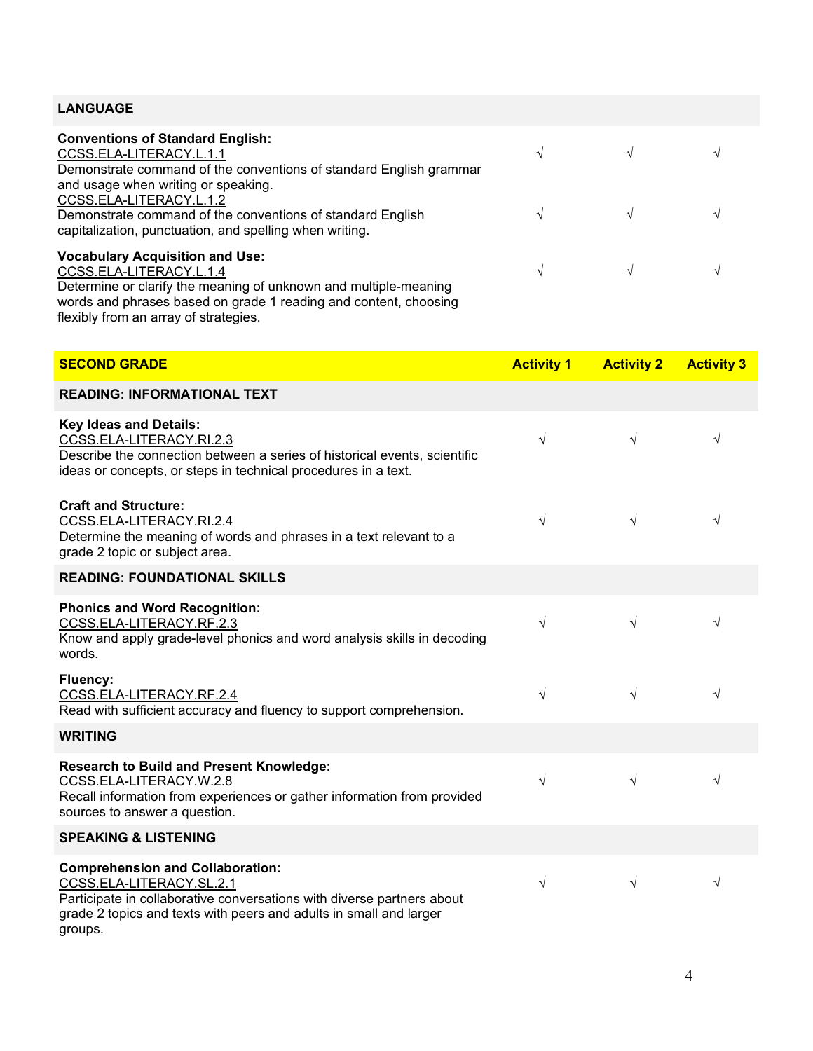| | | | |
|---|---|---|---|
| **LANGUAGE** | | | |
| **Conventions of Standard English:**<br>CCSS.ELA-LITERACY.L.1.1<br>Demonstrate command of the conventions of standard English grammar and usage when writing or speaking. | √ | √ | √ |
| CCSS.ELA-LITERACY.L.1.2<br>Demonstrate command of the conventions of standard English capitalization, punctuation, and spelling when writing. | √ | √ | √ |
| **Vocabulary Acquisition and Use:**<br>CCSS.ELA-LITERACY.L.1.4<br>Determine or clarify the meaning of unknown and multiple-meaning words and phrases based on grade 1 reading and content, choosing flexibly from an array of strategies. | √ | √ | √ |

| **SECOND GRADE** | **Activity 1** | **Activity 2** | **Activity 3** |
|---|---|---|---|
| **READING: INFORMATIONAL TEXT** | | | |
| **Key Ideas and Details:**<br>CCSS.ELA-LITERACY.RI.2.3<br>Describe the connection between a series of historical events, scientific ideas or concepts, or steps in technical procedures in a text. | √ | √ | √ |
| **Craft and Structure:**<br>CCSS.ELA-LITERACY.RI.2.4<br>Determine the meaning of words and phrases in a text relevant to a grade 2 topic or subject area. | √ | √ | √ |
| **READING: FOUNDATIONAL SKILLS** | | | |
| **Phonics and Word Recognition:**<br>CCSS.ELA-LITERACY.RF.2.3<br>Know and apply grade-level phonics and word analysis skills in decoding words. | √ | √ | √ |
| **Fluency:**<br>CCSS.ELA-LITERACY.RF.2.4<br>Read with sufficient accuracy and fluency to support comprehension. | √ | √ | √ |
| **WRITING** | | | |
| **Research to Build and Present Knowledge:**<br>CCSS.ELA-LITERACY.W.2.8<br>Recall information from experiences or gather information from provided sources to answer a question. | √ | √ | √ |
| **SPEAKING & LISTENING** | | | |
| **Comprehension and Collaboration:**<br>CCSS.ELA-LITERACY.SL.2.1<br>Participate in collaborative conversations with diverse partners about grade 2 topics and texts with peers and adults in small and larger groups. | √ | √ | √ |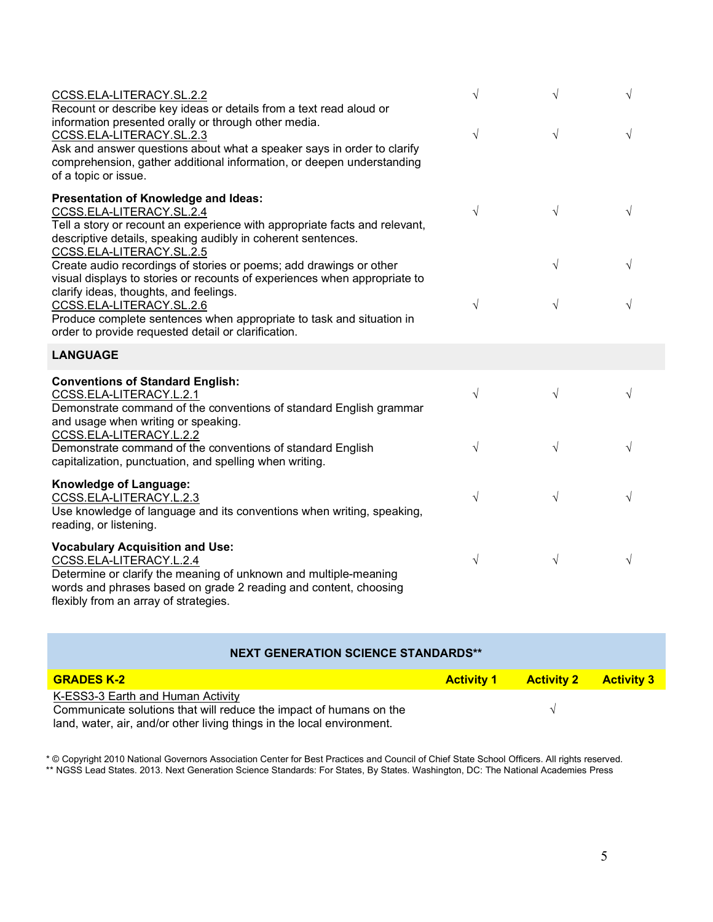| | | | |
|---|---|---|---|
| CCSS.ELA-LITERACY.SL.2.2<br>Recount or describe key ideas or details from a text read aloud or information presented orally or through other media. | √ | √ | √ |
| CCSS.ELA-LITERACY.SL.2.3<br>Ask and answer questions about what a speaker says in order to clarify comprehension, gather additional information, or deepen understanding of a topic or issue. | √ | √ | √ |
| **Presentation of Knowledge and Ideas:**<br>CCSS.ELA-LITERACY.SL.2.4<br>Tell a story or recount an experience with appropriate facts and relevant, descriptive details, speaking audibly in coherent sentences. | √ | √ | √ |
| CCSS.ELA-LITERACY.SL.2.5<br>Create audio recordings of stories or poems; add drawings or other visual displays to stories or recounts of experiences when appropriate to clarify ideas, thoughts, and feelings. | | √ | √ |
| CCSS.ELA-LITERACY.SL.2.6<br>Produce complete sentences when appropriate to task and situation in order to provide requested detail or clarification. | √ | √ | √ |
| **LANGUAGE** | | | |
| **Conventions of Standard English:**<br>CCSS.ELA-LITERACY.L.2.1<br>Demonstrate command of the conventions of standard English grammar and usage when writing or speaking. | √ | √ | √ |
| CCSS.ELA-LITERACY.L.2.2<br>Demonstrate command of the conventions of standard English capitalization, punctuation, and spelling when writing. | √ | √ | √ |
| **Knowledge of Language:**<br>CCSS.ELA-LITERACY.L.2.3<br>Use knowledge of language and its conventions when writing, speaking, reading, or listening. | √ | √ | √ |
| **Vocabulary Acquisition and Use:**<br>CCSS.ELA-LITERACY.L.2.4<br>Determine or clarify the meaning of unknown and multiple-meaning words and phrases based on grade 2 reading and content, choosing flexibly from an array of strategies. | √ | √ | √ |

**NEXT GENERATION SCIENCE STANDARDS****

| GRADES K-2 | Activity 1 | Activity 2 | Activity 3 |
|---|---|---|---|
| K-ESS3-3 Earth and Human Activity<br>Communicate solutions that will reduce the impact of humans on the land, water, air, and/or other living things in the local environment. | | √ | |

\* © Copyright 2010 National Governors Association Center for Best Practices and Council of Chief State School Officers. All rights reserved.
** NGSS Lead States. 2013. Next Generation Science Standards: For States, By States. Washington, DC: The National Academies Press